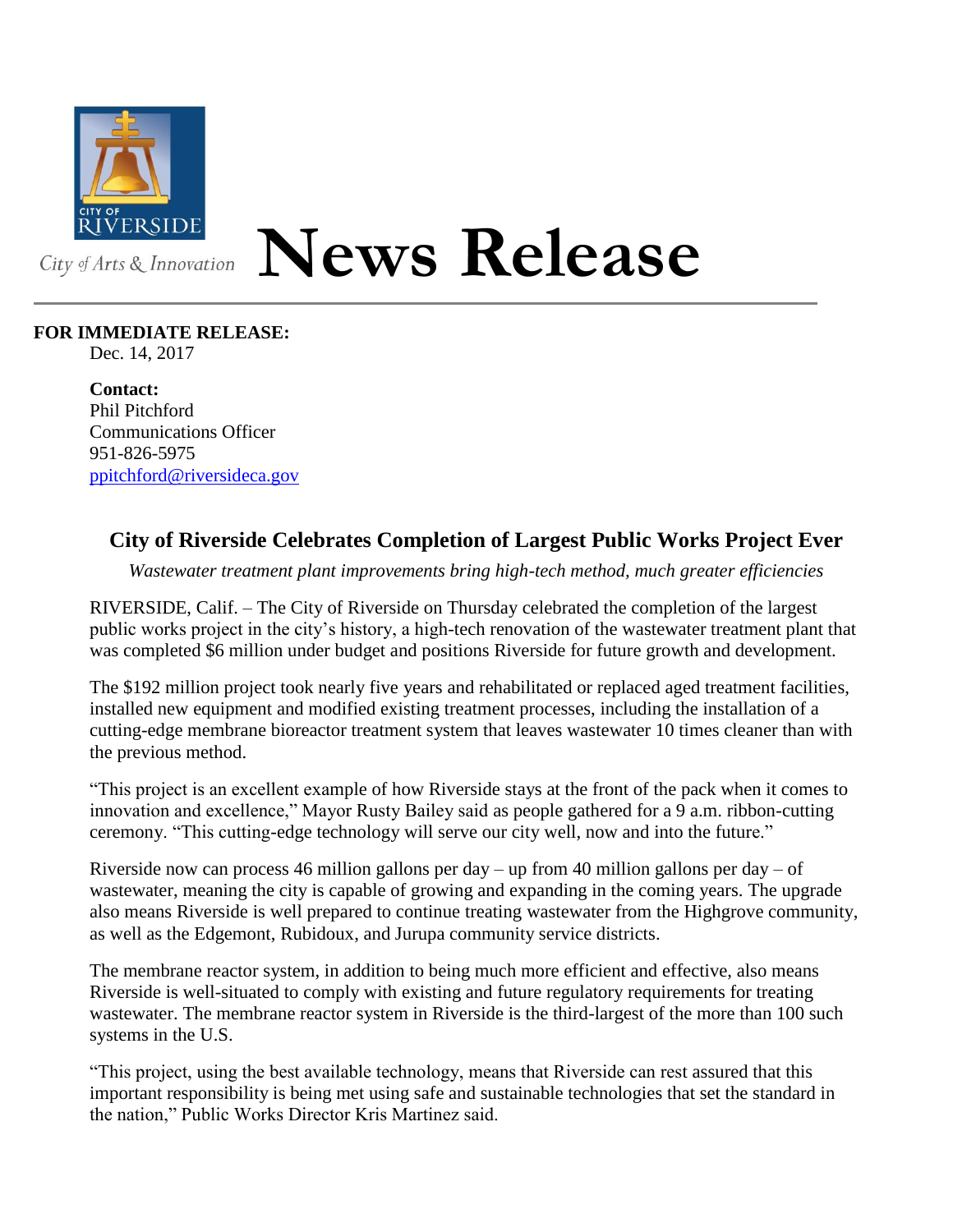CITY OF RIVERSIDE

City of Arts & Innovation

# News Release

**FOR IMMEDIATE RELEASE:**
Dec. 14, 2017

**Contact:**
Phil Pitchford
Communications Officer
951-826-5975
ppitchford@riversideca.gov

## City of Riverside Celebrates Completion of Largest Public Works Project Ever

*Wastewater treatment plant improvements bring high-tech method, much greater efficiencies*

RIVERSIDE, Calif. – The City of Riverside on Thursday celebrated the completion of the largest public works project in the city's history, a high-tech renovation of the wastewater treatment plant that was completed $6 million under budget and positions Riverside for future growth and development.

The $192 million project took nearly five years and rehabilitated or replaced aged treatment facilities, installed new equipment and modified existing treatment processes, including the installation of a cutting-edge membrane bioreactor treatment system that leaves wastewater 10 times cleaner than with the previous method.

"This project is an excellent example of how Riverside stays at the front of the pack when it comes to innovation and excellence," Mayor Rusty Bailey said as people gathered for a 9 a.m. ribbon-cutting ceremony. "This cutting-edge technology will serve our city well, now and into the future."

Riverside now can process 46 million gallons per day – up from 40 million gallons per day – of wastewater, meaning the city is capable of growing and expanding in the coming years. The upgrade also means Riverside is well prepared to continue treating wastewater from the Highgrove community, as well as the Edgemont, Rubidoux, and Jurupa community service districts.

The membrane reactor system, in addition to being much more efficient and effective, also means Riverside is well-situated to comply with existing and future regulatory requirements for treating wastewater. The membrane reactor system in Riverside is the third-largest of the more than 100 such systems in the U.S.

"This project, using the best available technology, means that Riverside can rest assured that this important responsibility is being met using safe and sustainable technologies that set the standard in the nation," Public Works Director Kris Martinez said.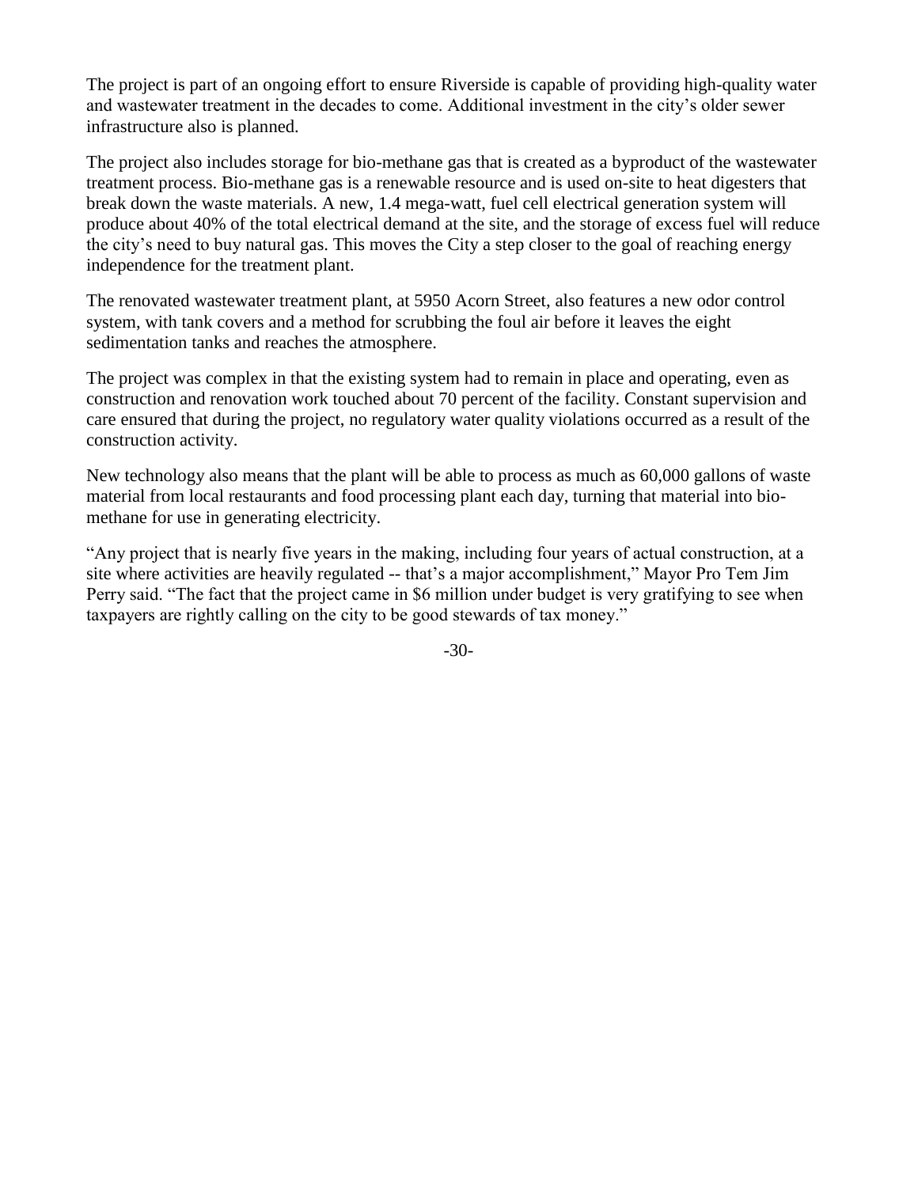The project is part of an ongoing effort to ensure Riverside is capable of providing high-quality water and wastewater treatment in the decades to come. Additional investment in the city's older sewer infrastructure also is planned.

The project also includes storage for bio-methane gas that is created as a byproduct of the wastewater treatment process. Bio-methane gas is a renewable resource and is used on-site to heat digesters that break down the waste materials. A new, 1.4 mega-watt, fuel cell electrical generation system will produce about 40% of the total electrical demand at the site, and the storage of excess fuel will reduce the city's need to buy natural gas. This moves the City a step closer to the goal of reaching energy independence for the treatment plant.

The renovated wastewater treatment plant, at 5950 Acorn Street, also features a new odor control system, with tank covers and a method for scrubbing the foul air before it leaves the eight sedimentation tanks and reaches the atmosphere.

The project was complex in that the existing system had to remain in place and operating, even as construction and renovation work touched about 70 percent of the facility. Constant supervision and care ensured that during the project, no regulatory water quality violations occurred as a result of the construction activity.

New technology also means that the plant will be able to process as much as 60,000 gallons of waste material from local restaurants and food processing plant each day, turning that material into bio-methane for use in generating electricity.

"Any project that is nearly five years in the making, including four years of actual construction, at a site where activities are heavily regulated -- that's a major accomplishment," Mayor Pro Tem Jim Perry said. "The fact that the project came in $6 million under budget is very gratifying to see when taxpayers are rightly calling on the city to be good stewards of tax money."

-30-